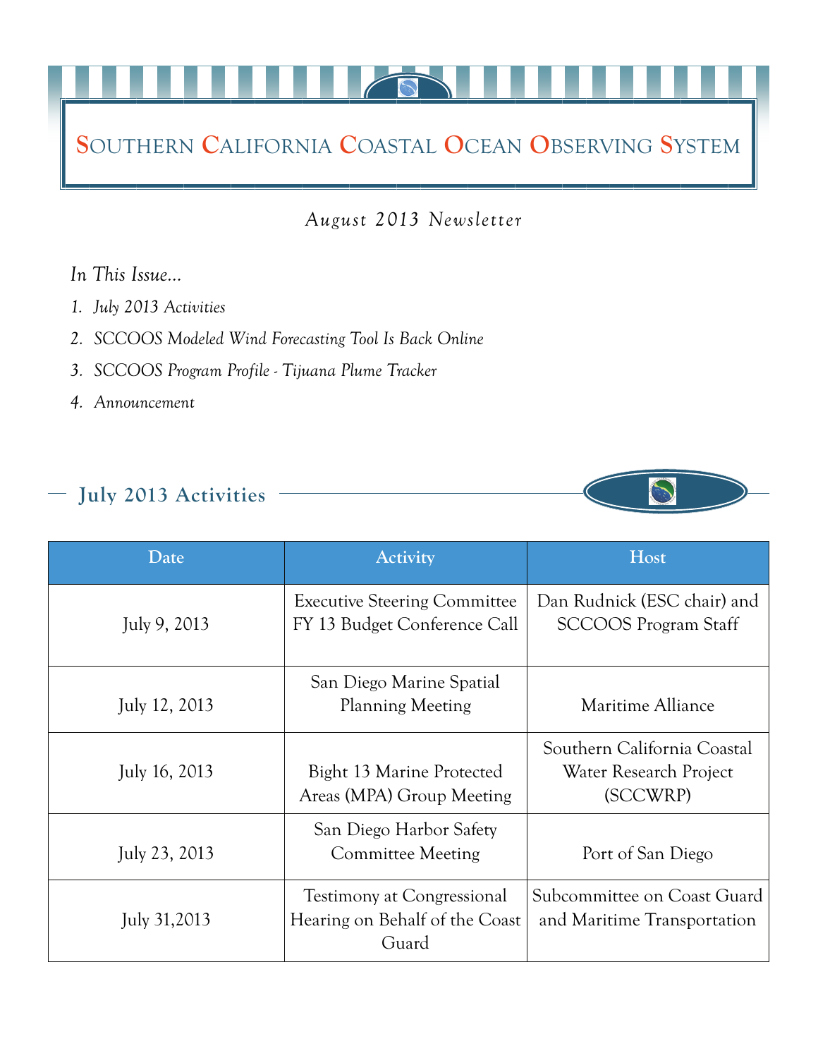# Southern California Coastal Ocean Observing System

*August 2013 Newsletter*

*In This Issue...*

1. *July 2013 Activities*
2. *SCCOOS Modeled Wind Forecasting Tool Is Back Online*
3. *SCCOOS Program Profile - Tijuana Plume Tracker*
4. *Announcement*

## July 2013 Activities

| Date | Activity | Host |
|---|---|---|
| July 9, 2013 | Executive Steering Committee FY 13 Budget Conference Call | Dan Rudnick (ESC chair) and SCCOOS Program Staff |
| July 12, 2013 | San Diego Marine Spatial Planning Meeting | Maritime Alliance |
| July 16, 2013 | Bight 13 Marine Protected Areas (MPA) Group Meeting | Southern California Coastal Water Research Project (SCCWRP) |
| July 23, 2013 | San Diego Harbor Safety Committee Meeting | Port of San Diego |
| July 31,2013 | Testimony at Congressional Hearing on Behalf of the Coast Guard | Subcommittee on Coast Guard and Maritime Transportation |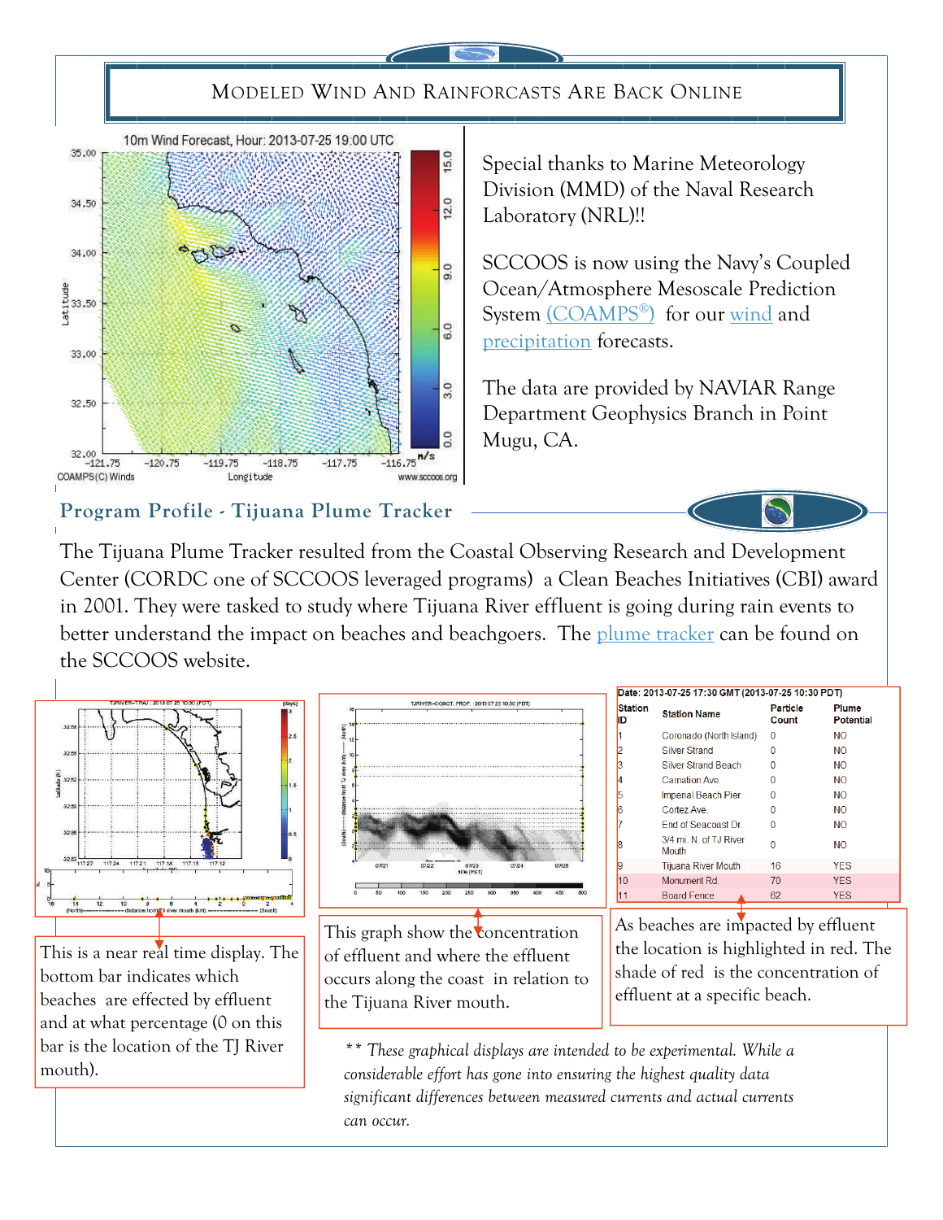## Modeled Wind And Rainforcasts Are Back Online

Special thanks to Marine Meteorology Division (MMD) of the Naval Research Laboratory (NRL)!!

SCCOOS is now using the Navy's Coupled Ocean/Atmosphere Mesoscale Prediction System (COAMPS®) for our wind and precipitation forecasts.

The data are provided by NAVIAR Range Department Geophysics Branch in Point Mugu, CA.

## Program Profile - Tijuana Plume Tracker

The Tijuana Plume Tracker resulted from the Coastal Observing Research and Development Center (CORDC one of SCCOOS leveraged programs) a Clean Beaches Initiatives (CBI) award in 2001. They were tasked to study where Tijuana River effluent is going during rain events to better understand the impact on beaches and beachgoers. The plume tracker can be found on the SCCOOS website.

**Date: 2013-07-25 17:30 GMT (2013-07-25 10:30 PDT)**

| Station ID | Station Name | Particle Count | Plume Potential |
|---|---|---|---|
| 1 | Coronado (North Island) | 0 | NO |
| 2 | Silver Strand | 0 | NO |
| 3 | Silver Strand Beach | 0 | NO |
| 4 | Carnation Ave. | 0 | NO |
| 5 | Imperial Beach Pier | 0 | NO |
| 6 | Cortez Ave. | 0 | NO |
| 7 | End of Seacoast Dr. | 0 | NO |
| 8 | 3/4 mi. N. of TJ River Mouth | 0 | NO |
| 9 | Tijuana River Mouth | 16 | YES |
| 10 | Monument Rd. | 70 | YES |
| 11 | Board Fence | 62 | YES |

This is a near real time display. The bottom bar indicates which beaches are effected by effluent and at what percentage (0 on this bar is the location of the TJ River mouth).

This graph show the concentration of effluent and where the effluent occurs along the coast in relation to the Tijuana River mouth.

As beaches are impacted by effluent the location is highlighted in red. The shade of red is the concentration of effluent at a specific beach.

*\*\* These graphical displays are intended to be experimental. While a considerable effort has gone into ensuring the highest quality data significant differences between measured currents and actual currents can occur.*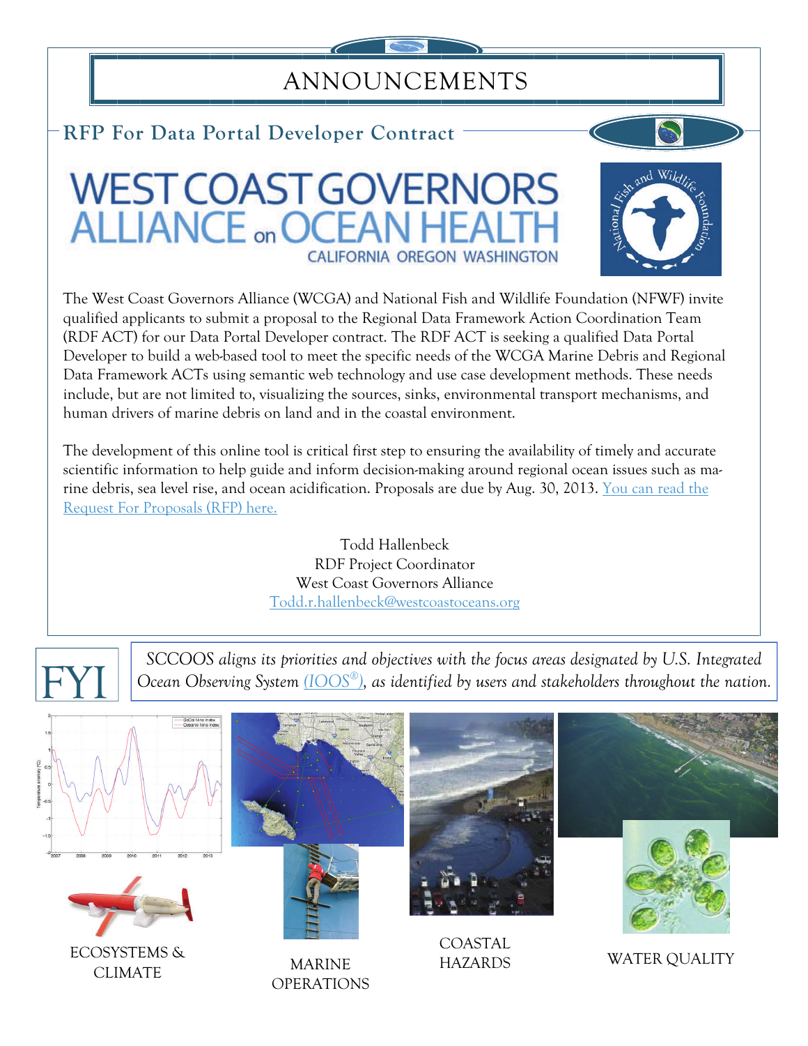# ANNOUNCEMENTS

## RFP For Data Portal Developer Contract

WEST COAST GOVERNORS ALLIANCE on OCEAN HEALTH
CALIFORNIA OREGON WASHINGTON

National Fish and Wildlife Foundation

The West Coast Governors Alliance (WCGA) and National Fish and Wildlife Foundation (NFWF) invite qualified applicants to submit a proposal to the Regional Data Framework Action Coordination Team (RDF ACT) for our Data Portal Developer contract. The RDF ACT is seeking a qualified Data Portal Developer to build a web-based tool to meet the specific needs of the WCGA Marine Debris and Regional Data Framework ACTs using semantic web technology and use case development methods. These needs include, but are not limited to, visualizing the sources, sinks, environmental transport mechanisms, and human drivers of marine debris on land and in the coastal environment.

The development of this online tool is critical first step to ensuring the availability of timely and accurate scientific information to help guide and inform decision-making around regional ocean issues such as marine debris, sea level rise, and ocean acidification. Proposals are due by Aug. 30, 2013. [You can read the Request For Proposals (RFP) here.]

Todd Hallenbeck
RDF Project Coordinator
West Coast Governors Alliance
Todd.r.hallenbeck@westcoastoceans.org

FYI

*SCCOOS aligns its priorities and objectives with the focus areas designated by U.S. Integrated Ocean Observing System (IOOS®), as identified by users and stakeholders throughout the nation.*

ECOSYSTEMS & CLIMATE

MARINE OPERATIONS

COASTAL HAZARDS

WATER QUALITY